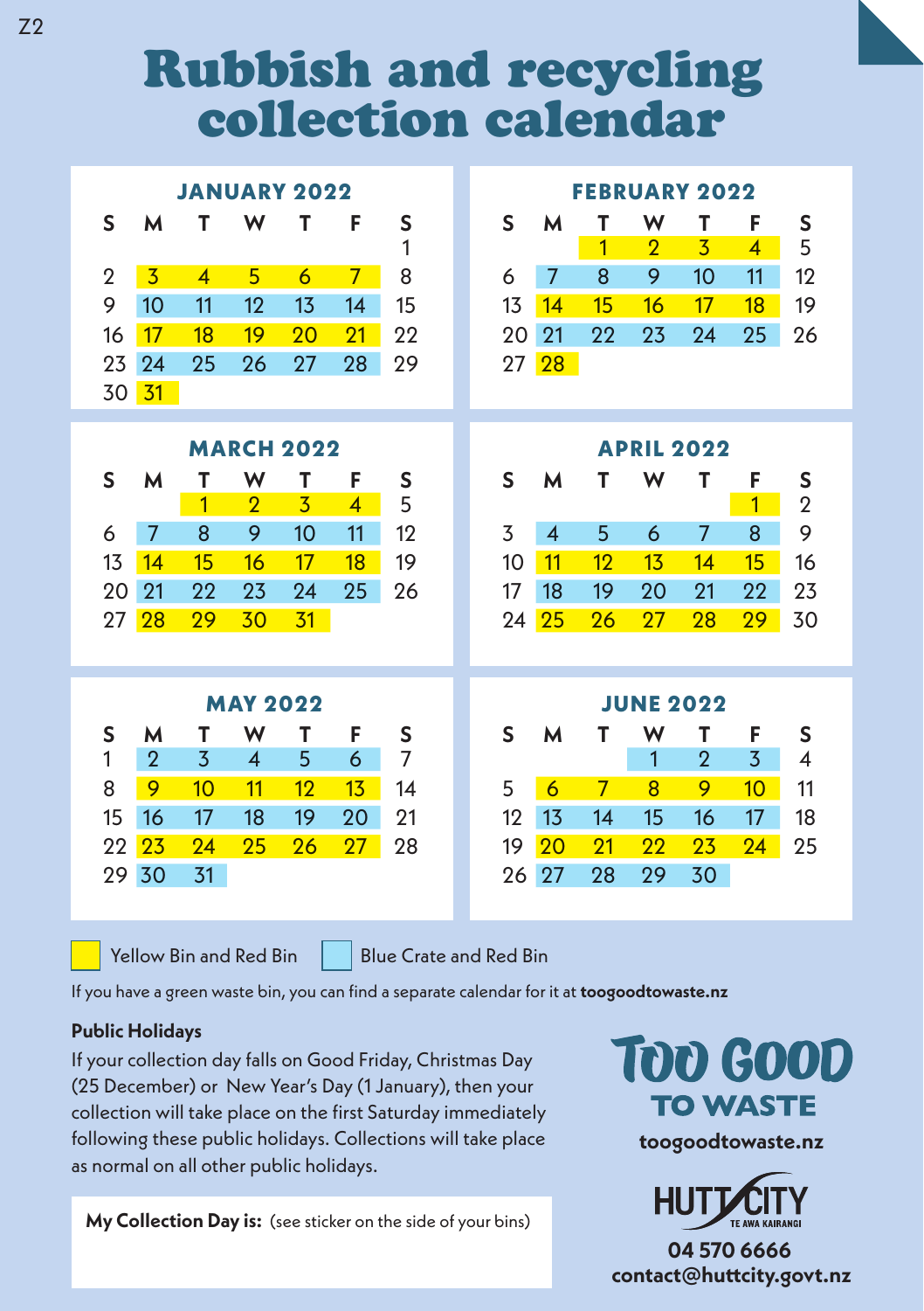Z2

# Rubbish and recycling collection calendar

## JANUARY 2022

| S | M | T | W | T | F | S |
|---|---|---|---|---|---|---|
| | | | | | | 1 |
| 2 | 3 | 4 | 5 | 6 | 7 | 8 |
| 9 | 10 | 11 | 12 | 13 | 14 | 15 |
| 16 | 17 | 18 | 19 | 20 | 21 | 22 |
| 23 | 24 | 25 | 26 | 27 | 28 | 29 |
| 30 | 31 | | | | | |

## FEBRUARY 2022

| S | M | T | W | T | F | S |
|---|---|---|---|---|---|---|
| | | 1 | 2 | 3 | 4 | 5 |
| 6 | 7 | 8 | 9 | 10 | 11 | 12 |
| 13 | 14 | 15 | 16 | 17 | 18 | 19 |
| 20 | 21 | 22 | 23 | 24 | 25 | 26 |
| 27 | 28 | | | | | |

## MARCH 2022

| S | M | T | W | T | F | S |
|---|---|---|---|---|---|---|
| | | 1 | 2 | 3 | 4 | 5 |
| 6 | 7 | 8 | 9 | 10 | 11 | 12 |
| 13 | 14 | 15 | 16 | 17 | 18 | 19 |
| 20 | 21 | 22 | 23 | 24 | 25 | 26 |
| 27 | 28 | 29 | 30 | 31 | | |

## APRIL 2022

| S | M | T | W | T | F | S |
|---|---|---|---|---|---|---|
| | | | | | 1 | 2 |
| 3 | 4 | 5 | 6 | 7 | 8 | 9 |
| 10 | 11 | 12 | 13 | 14 | 15 | 16 |
| 17 | 18 | 19 | 20 | 21 | 22 | 23 |
| 24 | 25 | 26 | 27 | 28 | 29 | 30 |

## MAY 2022

| S | M | T | W | T | F | S |
|---|---|---|---|---|---|---|
| 1 | 2 | 3 | 4 | 5 | 6 | 7 |
| 8 | 9 | 10 | 11 | 12 | 13 | 14 |
| 15 | 16 | 17 | 18 | 19 | 20 | 21 |
| 22 | 23 | 24 | 25 | 26 | 27 | 28 |
| 29 | 30 | 31 | | | | |

## JUNE 2022

| S | M | T | W | T | F | S |
|---|---|---|---|---|---|---|
| | | | 1 | 2 | 3 | 4 |
| 5 | 6 | 7 | 8 | 9 | 10 | 11 |
| 12 | 13 | 14 | 15 | 16 | 17 | 18 |
| 19 | 20 | 21 | 22 | 23 | 24 | 25 |
| 26 | 27 | 28 | 29 | 30 | | |

Yellow Bin and Red Bin — Blue Crate and Red Bin

If you have a green waste bin, you can find a separate calendar for it at **toogoodtowaste.nz**

**Public Holidays**

If your collection day falls on Good Friday, Christmas Day (25 December) or New Year's Day (1 January), then your collection will take place on the first Saturday immediately following these public holidays. Collections will take place as normal on all other public holidays.

**My Collection Day is:** (see sticker on the side of your bins)

**TOO GOOD TO WASTE**

**toogoodtowaste.nz**

HUTT CITY
TE AWA KAIRANGI

**04 570 6666**
**contact@huttcity.govt.nz**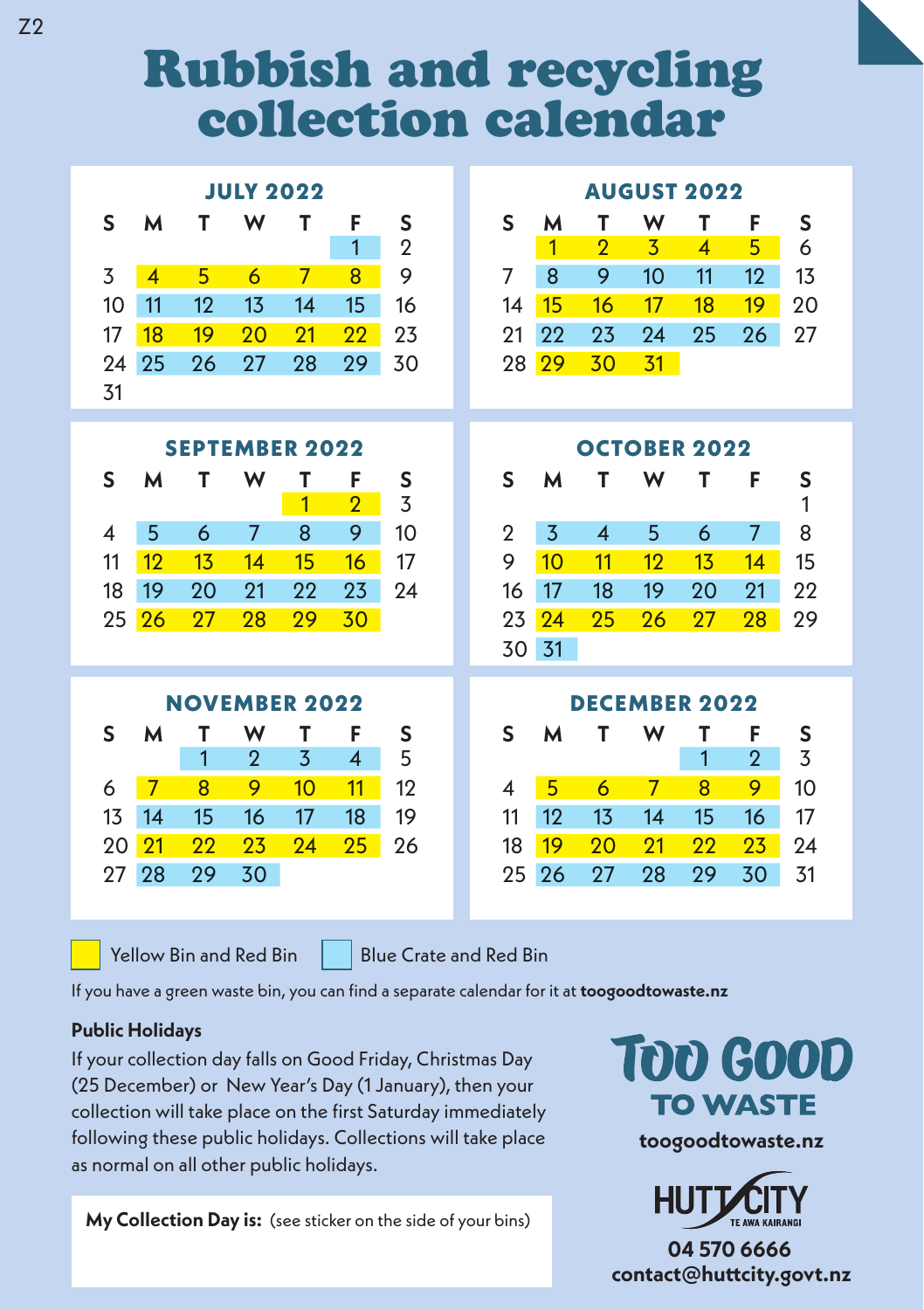Z2

# Rubbish and recycling collection calendar

## JULY 2022

| S | M | T | W | T | F | S |
|---|---|---|---|---|---|---|
| | | | | | 1 | 2 |
| 3 | 4 | 5 | 6 | 7 | 8 | 9 |
| 10 | 11 | 12 | 13 | 14 | 15 | 16 |
| 17 | 18 | 19 | 20 | 21 | 22 | 23 |
| 24 | 25 | 26 | 27 | 28 | 29 | 30 |
| 31 | | | | | | |

## AUGUST 2022

| S | M | T | W | T | F | S |
|---|---|---|---|---|---|---|
| | 1 | 2 | 3 | 4 | 5 | 6 |
| 7 | 8 | 9 | 10 | 11 | 12 | 13 |
| 14 | 15 | 16 | 17 | 18 | 19 | 20 |
| 21 | 22 | 23 | 24 | 25 | 26 | 27 |
| 28 | 29 | 30 | 31 | | | |

## SEPTEMBER 2022

| S | M | T | W | T | F | S |
|---|---|---|---|---|---|---|
| | | | | 1 | 2 | 3 |
| 4 | 5 | 6 | 7 | 8 | 9 | 10 |
| 11 | 12 | 13 | 14 | 15 | 16 | 17 |
| 18 | 19 | 20 | 21 | 22 | 23 | 24 |
| 25 | 26 | 27 | 28 | 29 | 30 | |

## OCTOBER 2022

| S | M | T | W | T | F | S |
|---|---|---|---|---|---|---|
| | | | | | | 1 |
| 2 | 3 | 4 | 5 | 6 | 7 | 8 |
| 9 | 10 | 11 | 12 | 13 | 14 | 15 |
| 16 | 17 | 18 | 19 | 20 | 21 | 22 |
| 23 | 24 | 25 | 26 | 27 | 28 | 29 |
| 30 | 31 | | | | | |

## NOVEMBER 2022

| S | M | T | W | T | F | S |
|---|---|---|---|---|---|---|
| | | 1 | 2 | 3 | 4 | 5 |
| 6 | 7 | 8 | 9 | 10 | 11 | 12 |
| 13 | 14 | 15 | 16 | 17 | 18 | 19 |
| 20 | 21 | 22 | 23 | 24 | 25 | 26 |
| 27 | 28 | 29 | 30 | | | |

## DECEMBER 2022

| S | M | T | W | T | F | S |
|---|---|---|---|---|---|---|
| | | | | 1 | 2 | 3 |
| 4 | 5 | 6 | 7 | 8 | 9 | 10 |
| 11 | 12 | 13 | 14 | 15 | 16 | 17 |
| 18 | 19 | 20 | 21 | 22 | 23 | 24 |
| 25 | 26 | 27 | 28 | 29 | 30 | 31 |

Yellow Bin and Red Bin

Blue Crate and Red Bin

If you have a green waste bin, you can find a separate calendar for it at **toogoodtowaste.nz**

**Public Holidays**

If your collection day falls on Good Friday, Christmas Day (25 December) or New Year's Day (1 January), then your collection will take place on the first Saturday immediately following these public holidays. Collections will take place as normal on all other public holidays.

**My Collection Day is:** (see sticker on the side of your bins)

**TOO GOOD TO WASTE**

**toogoodtowaste.nz**

HUTT CITY
TE AWA KAIRANGI

**04 570 6666**
**contact@huttcity.govt.nz**